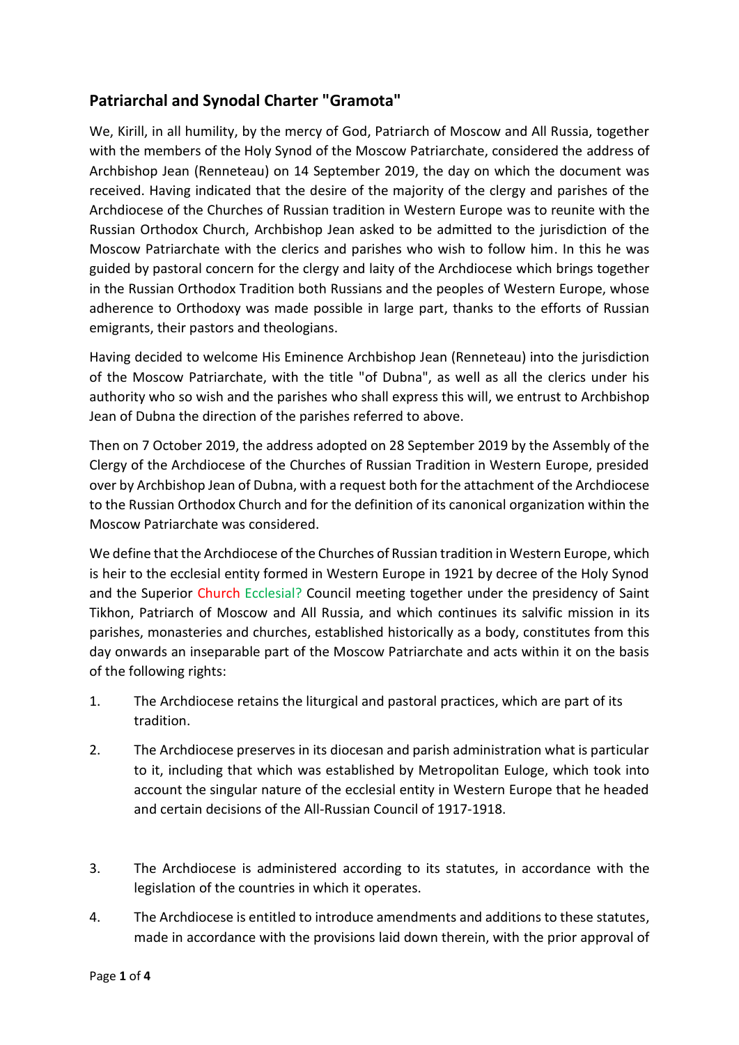## Patriarchal and Synodal Charter "Gramota"

We, Kirill, in all humility, by the mercy of God, Patriarch of Moscow and All Russia, together with the members of the Holy Synod of the Moscow Patriarchate, considered the address of Archbishop Jean (Renneteau) on 14 September 2019, the day on which the document was received. Having indicated that the desire of the majority of the clergy and parishes of the Archdiocese of the Churches of Russian tradition in Western Europe was to reunite with the Russian Orthodox Church, Archbishop Jean asked to be admitted to the jurisdiction of the Moscow Patriarchate with the clerics and parishes who wish to follow him. In this he was guided by pastoral concern for the clergy and laity of the Archdiocese which brings together in the Russian Orthodox Tradition both Russians and the peoples of Western Europe, whose adherence to Orthodoxy was made possible in large part, thanks to the efforts of Russian emigrants, their pastors and theologians.

Having decided to welcome His Eminence Archbishop Jean (Renneteau) into the jurisdiction of the Moscow Patriarchate, with the title "of Dubna", as well as all the clerics under his authority who so wish and the parishes who shall express this will, we entrust to Archbishop Jean of Dubna the direction of the parishes referred to above.

Then on 7 October 2019, the address adopted on 28 September 2019 by the Assembly of the Clergy of the Archdiocese of the Churches of Russian Tradition in Western Europe, presided over by Archbishop Jean of Dubna, with a request both for the attachment of the Archdiocese to the Russian Orthodox Church and for the definition of its canonical organization within the Moscow Patriarchate was considered.

We define that the Archdiocese of the Churches of Russian tradition in Western Europe, which is heir to the ecclesial entity formed in Western Europe in 1921 by decree of the Holy Synod and the Superior Church Ecclesial? Council meeting together under the presidency of Saint Tikhon, Patriarch of Moscow and All Russia, and which continues its salvific mission in its parishes, monasteries and churches, established historically as a body, constitutes from this day onwards an inseparable part of the Moscow Patriarchate and acts within it on the basis of the following rights:

1. The Archdiocese retains the liturgical and pastoral practices, which are part of its tradition.
2. The Archdiocese preserves in its diocesan and parish administration what is particular to it, including that which was established by Metropolitan Euloge, which took into account the singular nature of the ecclesial entity in Western Europe that he headed and certain decisions of the All-Russian Council of 1917-1918.
3. The Archdiocese is administered according to its statutes, in accordance with the legislation of the countries in which it operates.
4. The Archdiocese is entitled to introduce amendments and additions to these statutes, made in accordance with the provisions laid down therein, with the prior approval of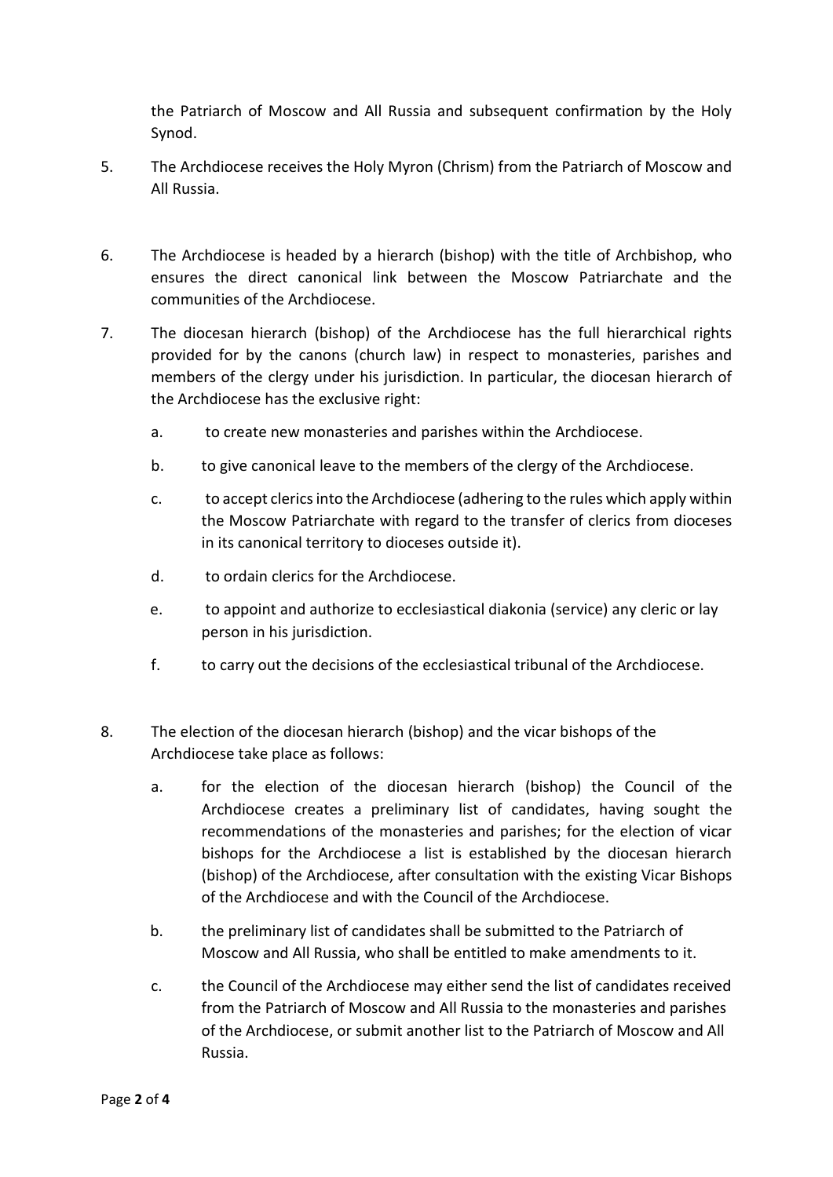the Patriarch of Moscow and All Russia and subsequent confirmation by the Holy Synod.

5. The Archdiocese receives the Holy Myron (Chrism) from the Patriarch of Moscow and All Russia.

6. The Archdiocese is headed by a hierarch (bishop) with the title of Archbishop, who ensures the direct canonical link between the Moscow Patriarchate and the communities of the Archdiocese.

7. The diocesan hierarch (bishop) of the Archdiocese has the full hierarchical rights provided for by the canons (church law) in respect to monasteries, parishes and members of the clergy under his jurisdiction. In particular, the diocesan hierarch of the Archdiocese has the exclusive right:

   a. to create new monasteries and parishes within the Archdiocese.

   b. to give canonical leave to the members of the clergy of the Archdiocese.

   c. to accept clerics into the Archdiocese (adhering to the rules which apply within the Moscow Patriarchate with regard to the transfer of clerics from dioceses in its canonical territory to dioceses outside it).

   d. to ordain clerics for the Archdiocese.

   e. to appoint and authorize to ecclesiastical diakonia (service) any cleric or lay person in his jurisdiction.

   f. to carry out the decisions of the ecclesiastical tribunal of the Archdiocese.

8. The election of the diocesan hierarch (bishop) and the vicar bishops of the Archdiocese take place as follows:

   a. for the election of the diocesan hierarch (bishop) the Council of the Archdiocese creates a preliminary list of candidates, having sought the recommendations of the monasteries and parishes; for the election of vicar bishops for the Archdiocese a list is established by the diocesan hierarch (bishop) of the Archdiocese, after consultation with the existing Vicar Bishops of the Archdiocese and with the Council of the Archdiocese.

   b. the preliminary list of candidates shall be submitted to the Patriarch of Moscow and All Russia, who shall be entitled to make amendments to it.

   c. the Council of the Archdiocese may either send the list of candidates received from the Patriarch of Moscow and All Russia to the monasteries and parishes of the Archdiocese, or submit another list to the Patriarch of Moscow and All Russia.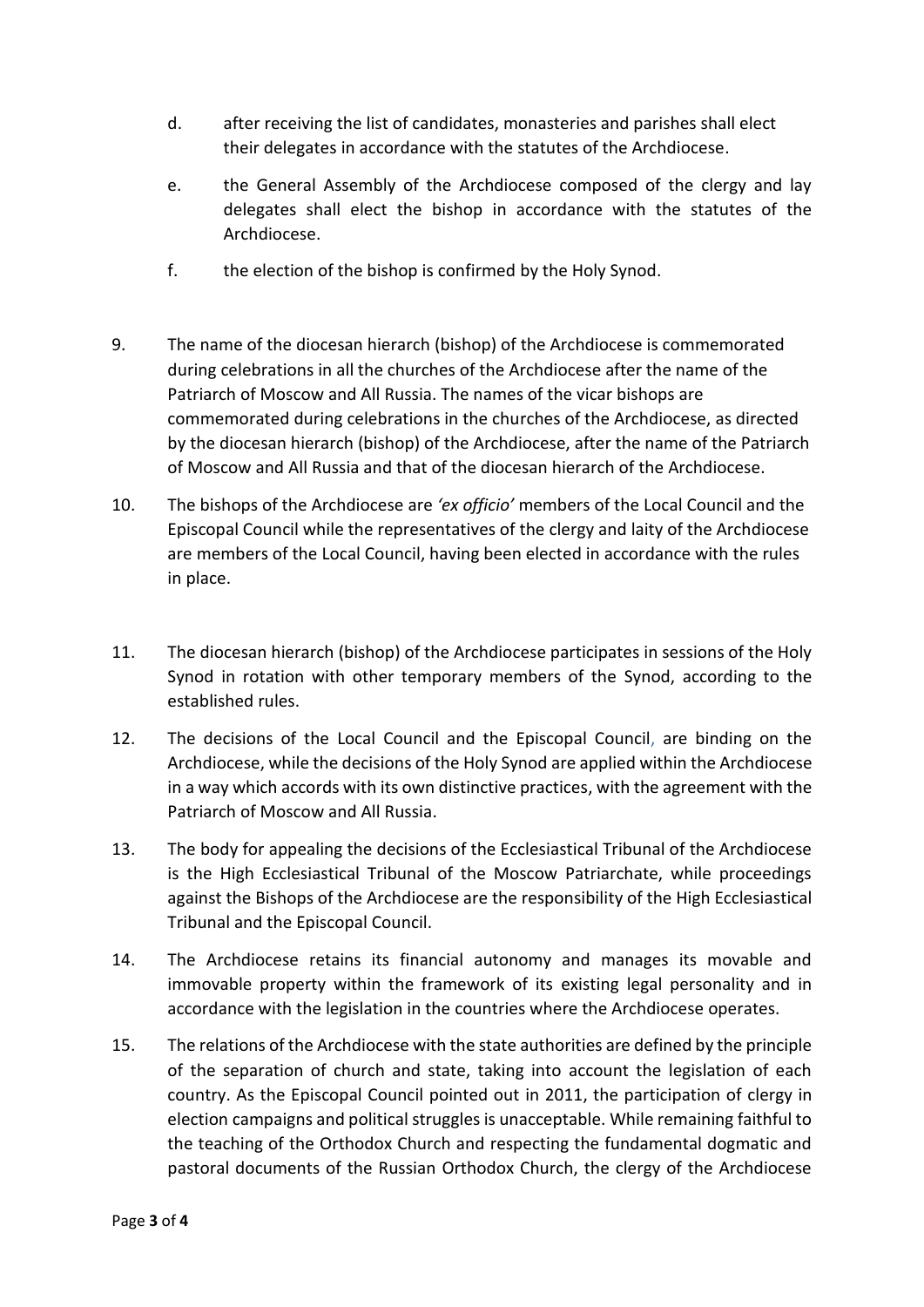d. after receiving the list of candidates, monasteries and parishes shall elect their delegates in accordance with the statutes of the Archdiocese.

e. the General Assembly of the Archdiocese composed of the clergy and lay delegates shall elect the bishop in accordance with the statutes of the Archdiocese.

f. the election of the bishop is confirmed by the Holy Synod.

9. The name of the diocesan hierarch (bishop) of the Archdiocese is commemorated during celebrations in all the churches of the Archdiocese after the name of the Patriarch of Moscow and All Russia. The names of the vicar bishops are commemorated during celebrations in the churches of the Archdiocese, as directed by the diocesan hierarch (bishop) of the Archdiocese, after the name of the Patriarch of Moscow and All Russia and that of the diocesan hierarch of the Archdiocese.

10. The bishops of the Archdiocese are *'ex officio'* members of the Local Council and the Episcopal Council while the representatives of the clergy and laity of the Archdiocese are members of the Local Council, having been elected in accordance with the rules in place.

11. The diocesan hierarch (bishop) of the Archdiocese participates in sessions of the Holy Synod in rotation with other temporary members of the Synod, according to the established rules.

12. The decisions of the Local Council and the Episcopal Council, are binding on the Archdiocese, while the decisions of the Holy Synod are applied within the Archdiocese in a way which accords with its own distinctive practices, with the agreement with the Patriarch of Moscow and All Russia.

13. The body for appealing the decisions of the Ecclesiastical Tribunal of the Archdiocese is the High Ecclesiastical Tribunal of the Moscow Patriarchate, while proceedings against the Bishops of the Archdiocese are the responsibility of the High Ecclesiastical Tribunal and the Episcopal Council.

14. The Archdiocese retains its financial autonomy and manages its movable and immovable property within the framework of its existing legal personality and in accordance with the legislation in the countries where the Archdiocese operates.

15. The relations of the Archdiocese with the state authorities are defined by the principle of the separation of church and state, taking into account the legislation of each country. As the Episcopal Council pointed out in 2011, the participation of clergy in election campaigns and political struggles is unacceptable. While remaining faithful to the teaching of the Orthodox Church and respecting the fundamental dogmatic and pastoral documents of the Russian Orthodox Church, the clergy of the Archdiocese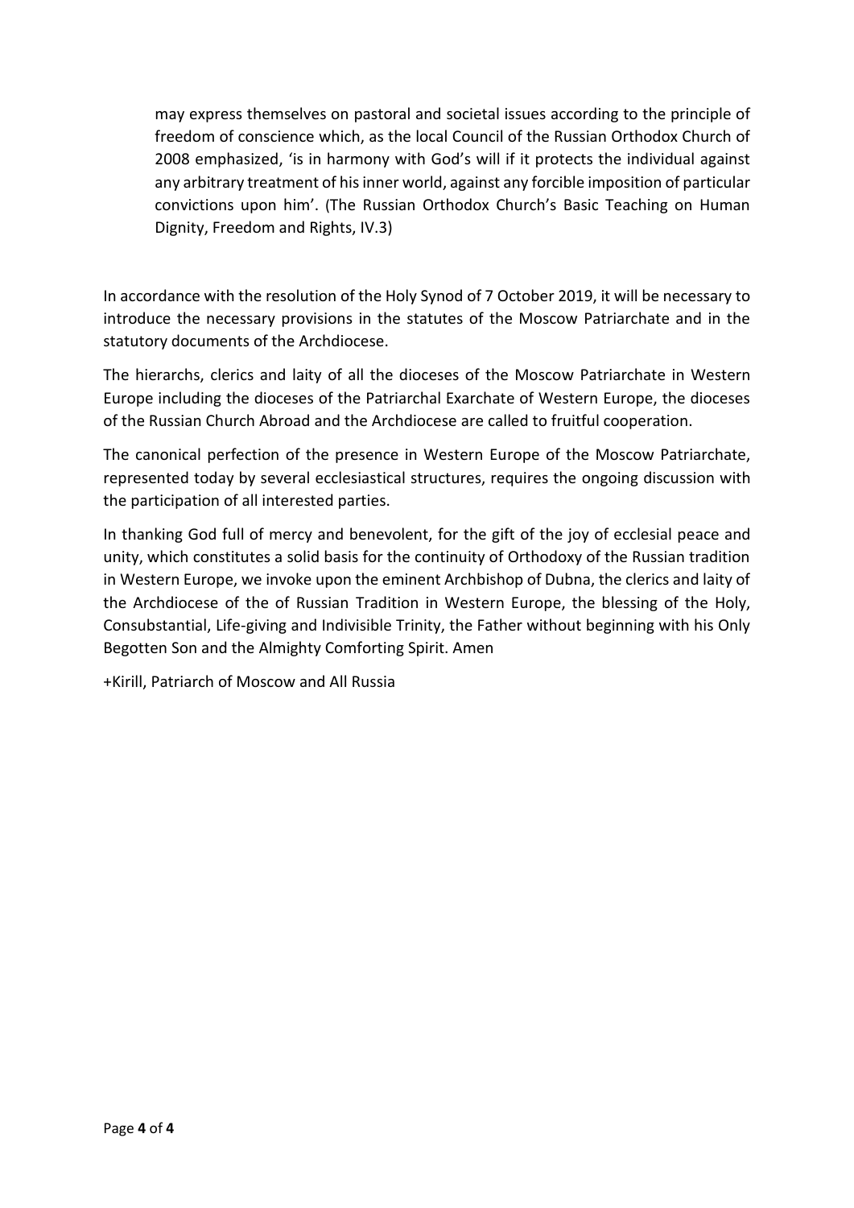may express themselves on pastoral and societal issues according to the principle of freedom of conscience which, as the local Council of the Russian Orthodox Church of 2008 emphasized, 'is in harmony with God's will if it protects the individual against any arbitrary treatment of his inner world, against any forcible imposition of particular convictions upon him'. (The Russian Orthodox Church's Basic Teaching on Human Dignity, Freedom and Rights, IV.3)

In accordance with the resolution of the Holy Synod of 7 October 2019, it will be necessary to introduce the necessary provisions in the statutes of the Moscow Patriarchate and in the statutory documents of the Archdiocese.

The hierarchs, clerics and laity of all the dioceses of the Moscow Patriarchate in Western Europe including the dioceses of the Patriarchal Exarchate of Western Europe, the dioceses of the Russian Church Abroad and the Archdiocese are called to fruitful cooperation.

The canonical perfection of the presence in Western Europe of the Moscow Patriarchate, represented today by several ecclesiastical structures, requires the ongoing discussion with the participation of all interested parties.

In thanking God full of mercy and benevolent, for the gift of the joy of ecclesial peace and unity, which constitutes a solid basis for the continuity of Orthodoxy of the Russian tradition in Western Europe, we invoke upon the eminent Archbishop of Dubna, the clerics and laity of the Archdiocese of the of Russian Tradition in Western Europe, the blessing of the Holy, Consubstantial, Life-giving and Indivisible Trinity, the Father without beginning with his Only Begotten Son and the Almighty Comforting Spirit. Amen

+Kirill, Patriarch of Moscow and All Russia